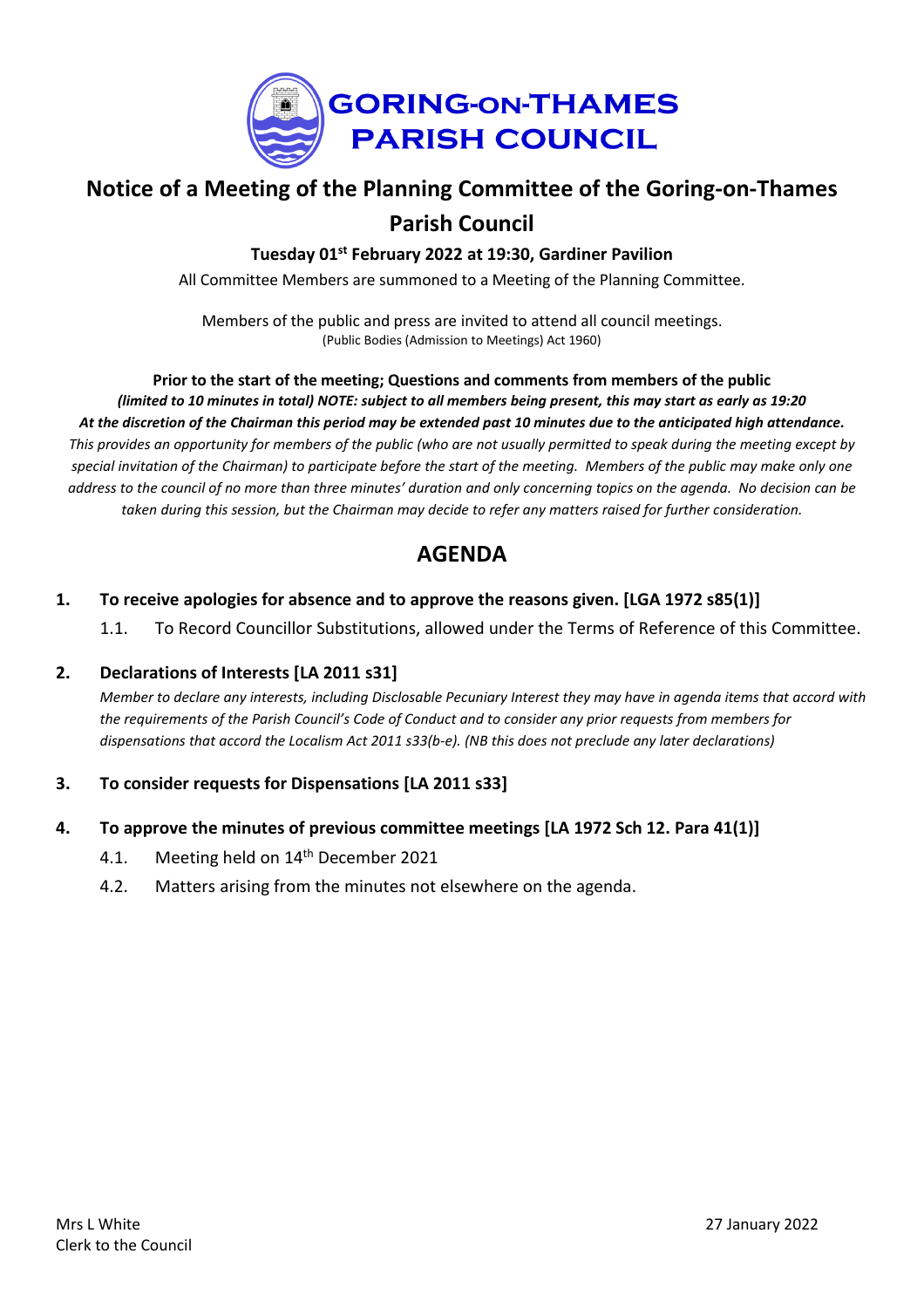# GORING-ON-THAMES PARISH COUNCIL

## Notice of a Meeting of the Planning Committee of the Goring-on-Thames Parish Council

**Tuesday 01st February 2022 at 19:30, Gardiner Pavilion**

All Committee Members are summoned to a Meeting of the Planning Committee.

Members of the public and press are invited to attend all council meetings.
(Public Bodies (Admission to Meetings) Act 1960)

**Prior to the start of the meeting; Questions and comments from members of the public**
***(limited to 10 minutes in total) NOTE: subject to all members being present, this may start as early as 19:20***
***At the discretion of the Chairman this period may be extended past 10 minutes due to the anticipated high attendance.***
*This provides an opportunity for members of the public (who are not usually permitted to speak during the meeting except by special invitation of the Chairman) to participate before the start of the meeting. Members of the public may make only one address to the council of no more than three minutes' duration and only concerning topics on the agenda. No decision can be taken during this session, but the Chairman may decide to refer any matters raised for further consideration.*

## AGENDA

1. **To receive apologies for absence and to approve the reasons given. [LGA 1972 s85(1)]**
   1.1. To Record Councillor Substitutions, allowed under the Terms of Reference of this Committee.

2. **Declarations of Interests [LA 2011 s31]**
   *Member to declare any interests, including Disclosable Pecuniary Interest they may have in agenda items that accord with the requirements of the Parish Council's Code of Conduct and to consider any prior requests from members for dispensations that accord the Localism Act 2011 s33(b-e). (NB this does not preclude any later declarations)*

3. **To consider requests for Dispensations [LA 2011 s33]**

4. **To approve the minutes of previous committee meetings [LA 1972 Sch 12. Para 41(1)]**
   4.1. Meeting held on 14th December 2021
   4.2. Matters arising from the minutes not elsewhere on the agenda.

Mrs L White
Clerk to the Council

27 January 2022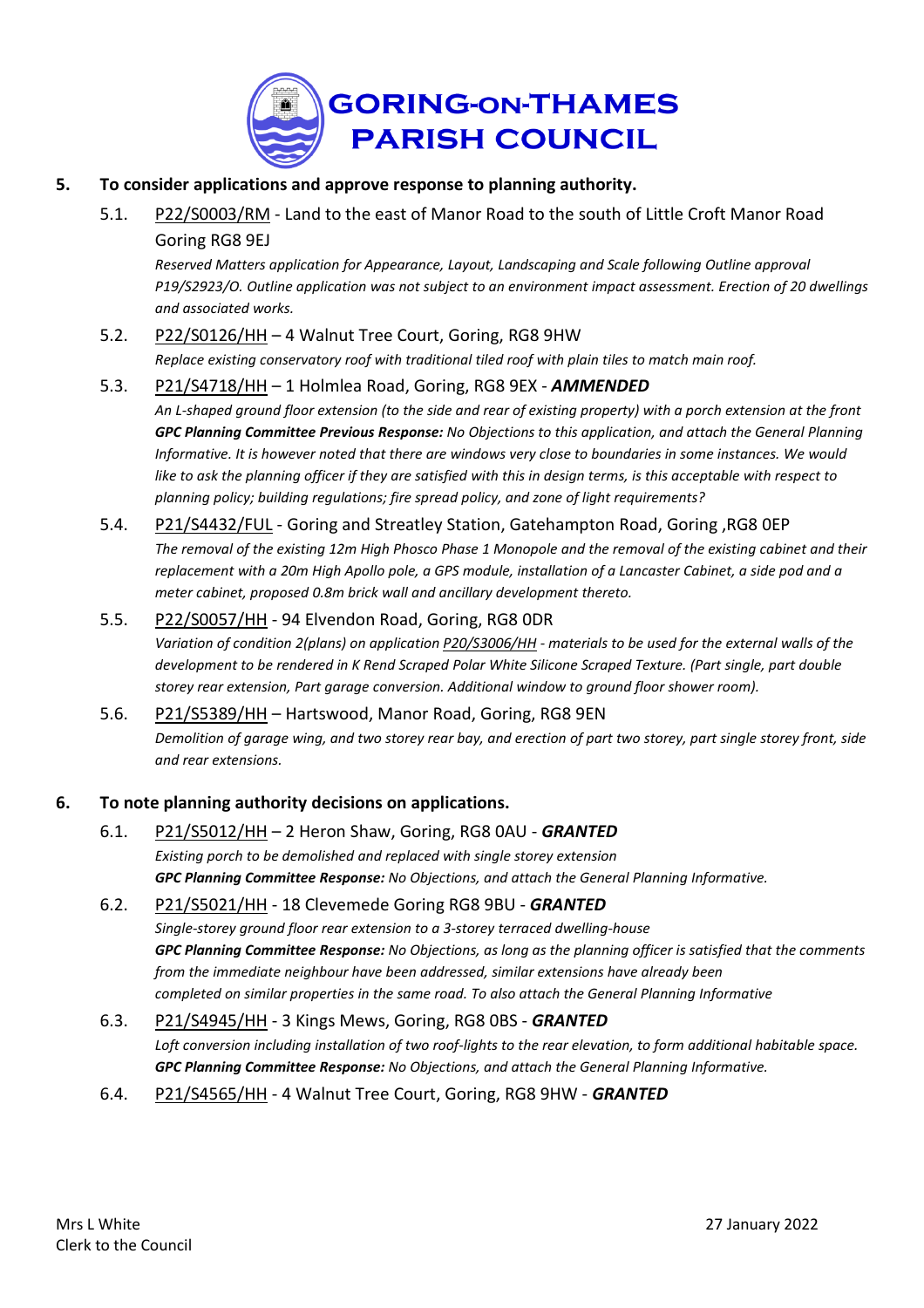# GORING-ON-THAMES PARISH COUNCIL

**5. To consider applications and approve response to planning authority.**

5.1. P22/S0003/RM - Land to the east of Manor Road to the south of Little Croft Manor Road Goring RG8 9EJ

*Reserved Matters application for Appearance, Layout, Landscaping and Scale following Outline approval P19/S2923/O. Outline application was not subject to an environment impact assessment. Erection of 20 dwellings and associated works.*

5.2. P22/S0126/HH – 4 Walnut Tree Court, Goring, RG8 9HW

*Replace existing conservatory roof with traditional tiled roof with plain tiles to match main roof.*

5.3. P21/S4718/HH – 1 Holmlea Road, Goring, RG8 9EX - ***AMMENDED***

*An L-shaped ground floor extension (to the side and rear of existing property) with a porch extension at the front*
***GPC Planning Committee Previous Response:*** *No Objections to this application, and attach the General Planning Informative. It is however noted that there are windows very close to boundaries in some instances. We would like to ask the planning officer if they are satisfied with this in design terms, is this acceptable with respect to planning policy; building regulations; fire spread policy, and zone of light requirements?*

5.4. P21/S4432/FUL - Goring and Streatley Station, Gatehampton Road, Goring ,RG8 0EP

*The removal of the existing 12m High Phosco Phase 1 Monopole and the removal of the existing cabinet and their replacement with a 20m High Apollo pole, a GPS module, installation of a Lancaster Cabinet, a side pod and a meter cabinet, proposed 0.8m brick wall and ancillary development thereto.*

5.5. P22/S0057/HH - 94 Elvendon Road, Goring, RG8 0DR

*Variation of condition 2(plans) on application P20/S3006/HH - materials to be used for the external walls of the development to be rendered in K Rend Scraped Polar White Silicone Scraped Texture. (Part single, part double storey rear extension, Part garage conversion. Additional window to ground floor shower room).*

5.6. P21/S5389/HH – Hartswood, Manor Road, Goring, RG8 9EN

*Demolition of garage wing, and two storey rear bay, and erection of part two storey, part single storey front, side and rear extensions.*

**6. To note planning authority decisions on applications.**

6.1. P21/S5012/HH – 2 Heron Shaw, Goring, RG8 0AU - ***GRANTED***

*Existing porch to be demolished and replaced with single storey extension*
***GPC Planning Committee Response:*** *No Objections, and attach the General Planning Informative.*

6.2. P21/S5021/HH - 18 Clevemede Goring RG8 9BU - ***GRANTED***

*Single-storey ground floor rear extension to a 3-storey terraced dwelling-house*
***GPC Planning Committee Response:*** *No Objections, as long as the planning officer is satisfied that the comments from the immediate neighbour have been addressed, similar extensions have already been completed on similar properties in the same road. To also attach the General Planning Informative*

6.3. P21/S4945/HH - 3 Kings Mews, Goring, RG8 0BS - ***GRANTED***

*Loft conversion including installation of two roof-lights to the rear elevation, to form additional habitable space.*
***GPC Planning Committee Response:*** *No Objections, and attach the General Planning Informative.*

6.4. P21/S4565/HH - 4 Walnut Tree Court, Goring, RG8 9HW - ***GRANTED***

Mrs L White
Clerk to the Council

27 January 2022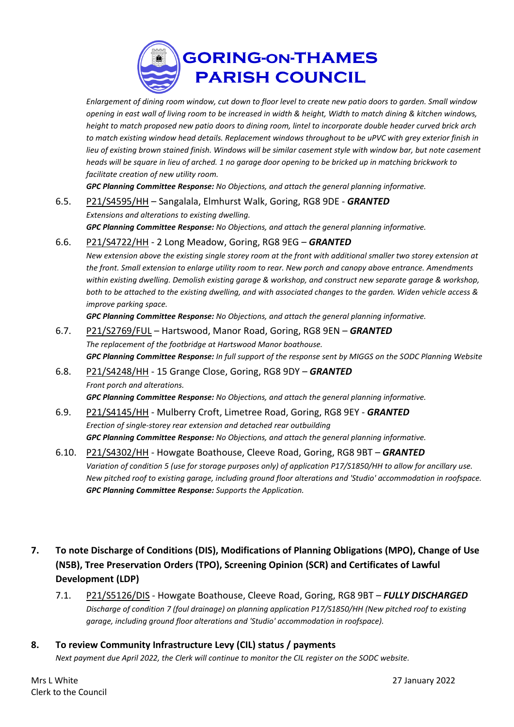*Enlargement of dining room window, cut down to floor level to create new patio doors to garden. Small window opening in east wall of living room to be increased in width & height, Width to match dining & kitchen windows, height to match proposed new patio doors to dining room, lintel to incorporate double header curved brick arch to match existing window head details. Replacement windows throughout to be uPVC with grey exterior finish in lieu of existing brown stained finish. Windows will be similar casement style with window bar, but note casement heads will be square in lieu of arched. 1 no garage door opening to be bricked up in matching brickwork to facilitate creation of new utility room.*

***GPC Planning Committee Response:*** *No Objections, and attach the general planning informative.*

6.5. P21/S4595/HH – Sangalala, Elmhurst Walk, Goring, RG8 9DE - ***GRANTED***

*Extensions and alterations to existing dwelling.*

***GPC Planning Committee Response:*** *No Objections, and attach the general planning informative.*

6.6. P21/S4722/HH - 2 Long Meadow, Goring, RG8 9EG – ***GRANTED***

*New extension above the existing single storey room at the front with additional smaller two storey extension at the front. Small extension to enlarge utility room to rear. New porch and canopy above entrance. Amendments within existing dwelling. Demolish existing garage & workshop, and construct new separate garage & workshop, both to be attached to the existing dwelling, and with associated changes to the garden. Widen vehicle access & improve parking space.*

***GPC Planning Committee Response:*** *No Objections, and attach the general planning informative.*

6.7. P21/S2769/FUL – Hartswood, Manor Road, Goring, RG8 9EN – ***GRANTED***

*The replacement of the footbridge at Hartswood Manor boathouse.*

***GPC Planning Committee Response:*** *In full support of the response sent by MIGGS on the SODC Planning Website*

6.8. P21/S4248/HH - 15 Grange Close, Goring, RG8 9DY – ***GRANTED***

*Front porch and alterations.*

***GPC Planning Committee Response:*** *No Objections, and attach the general planning informative.*

6.9. P21/S4145/HH - Mulberry Croft, Limetree Road, Goring, RG8 9EY - ***GRANTED***

*Erection of single-storey rear extension and detached rear outbuilding*

***GPC Planning Committee Response:*** *No Objections, and attach the general planning informative.*

6.10. P21/S4302/HH - Howgate Boathouse, Cleeve Road, Goring, RG8 9BT – ***GRANTED***

*Variation of condition 5 (use for storage purposes only) of application P17/S1850/HH to allow for ancillary use. New pitched roof to existing garage, including ground floor alterations and 'Studio' accommodation in roofspace.*

***GPC Planning Committee Response:*** *Supports the Application.*

## 7. To note Discharge of Conditions (DIS), Modifications of Planning Obligations (MPO), Change of Use (N5B), Tree Preservation Orders (TPO), Screening Opinion (SCR) and Certificates of Lawful Development (LDP)

7.1. P21/S5126/DIS - Howgate Boathouse, Cleeve Road, Goring, RG8 9BT – ***FULLY DISCHARGED***

*Discharge of condition 7 (foul drainage) on planning application P17/S1850/HH (New pitched roof to existing garage, including ground floor alterations and 'Studio' accommodation in roofspace).*

## 8. To review Community Infrastructure Levy (CIL) status / payments

*Next payment due April 2022, the Clerk will continue to monitor the CIL register on the SODC website.*

Mrs L White
Clerk to the Council

27 January 2022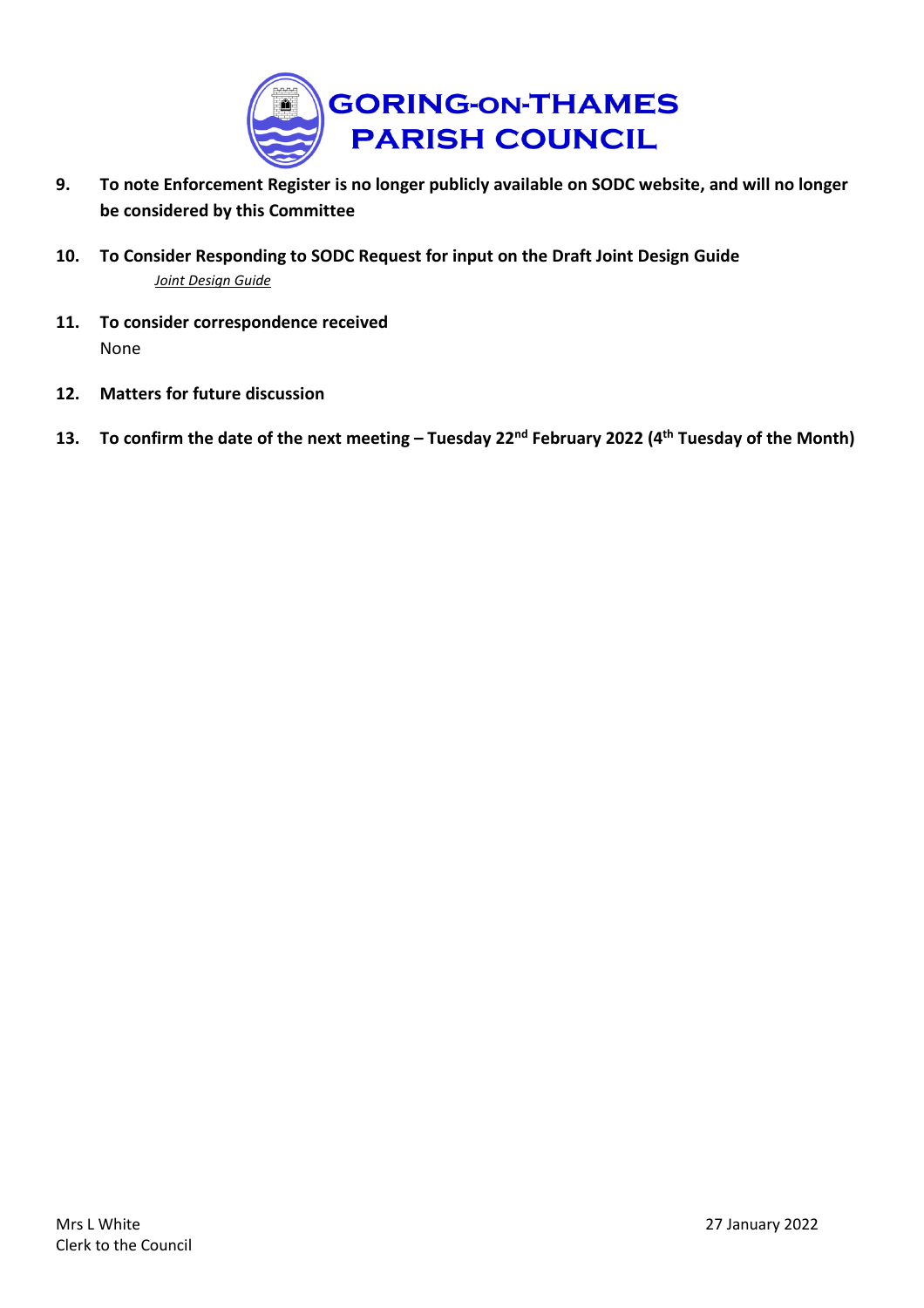**9. To note Enforcement Register is no longer publicly available on SODC website, and will no longer be considered by this Committee**

**10. To Consider Responding to SODC Request for input on the Draft Joint Design Guide**

*Joint Design Guide*

**11. To consider correspondence received**

None

**12. Matters for future discussion**

**13. To confirm the date of the next meeting – Tuesday 22nd February 2022 (4th Tuesday of the Month)**

Mrs L White
Clerk to the Council

27 January 2022